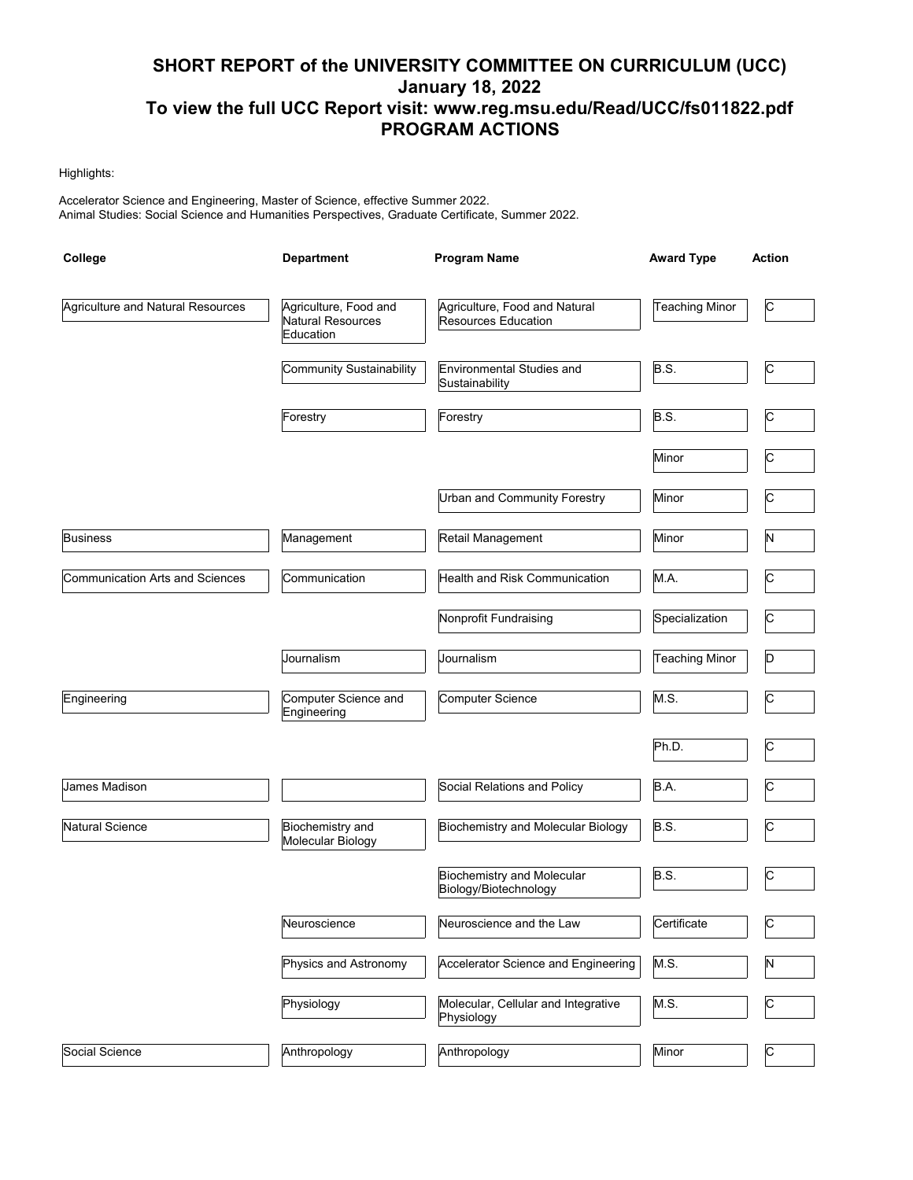# SHORT REPORT of the UNIVERSITY COMMITTEE ON CURRICULUM (UCC)
## January 18, 2022
## To view the full UCC Report visit: www.reg.msu.edu/Read/UCC/fs011822.pdf
## PROGRAM ACTIONS

Highlights:

Accelerator Science and Engineering, Master of Science, effective Summer 2022.
Animal Studies: Social Science and Humanities Perspectives, Graduate Certificate, Summer 2022.

| College | Department | Program Name | Award Type | Action |
|---|---|---|---|---|
| Agriculture and Natural Resources | Agriculture, Food and Natural Resources Education | Agriculture, Food and Natural Resources Education | Teaching Minor | C |
| | Community Sustainability | Environmental Studies and Sustainability | B.S. | C |
| | Forestry | Forestry | B.S. | C |
| | | | Minor | C |
| | | Urban and Community Forestry | Minor | C |
| Business | Management | Retail Management | Minor | N |
| Communication Arts and Sciences | Communication | Health and Risk Communication | M.A. | C |
| | | Nonprofit Fundraising | Specialization | C |
| | Journalism | Journalism | Teaching Minor | D |
| Engineering | Computer Science and Engineering | Computer Science | M.S. | C |
| | | | Ph.D. | C |
| James Madison | | Social Relations and Policy | B.A. | C |
| Natural Science | Biochemistry and Molecular Biology | Biochemistry and Molecular Biology | B.S. | C |
| | | Biochemistry and Molecular Biology/Biotechnology | B.S. | C |
| | Neuroscience | Neuroscience and the Law | Certificate | C |
| | Physics and Astronomy | Accelerator Science and Engineering | M.S. | N |
| | Physiology | Molecular, Cellular and Integrative Physiology | M.S. | C |
| Social Science | Anthropology | Anthropology | Minor | C |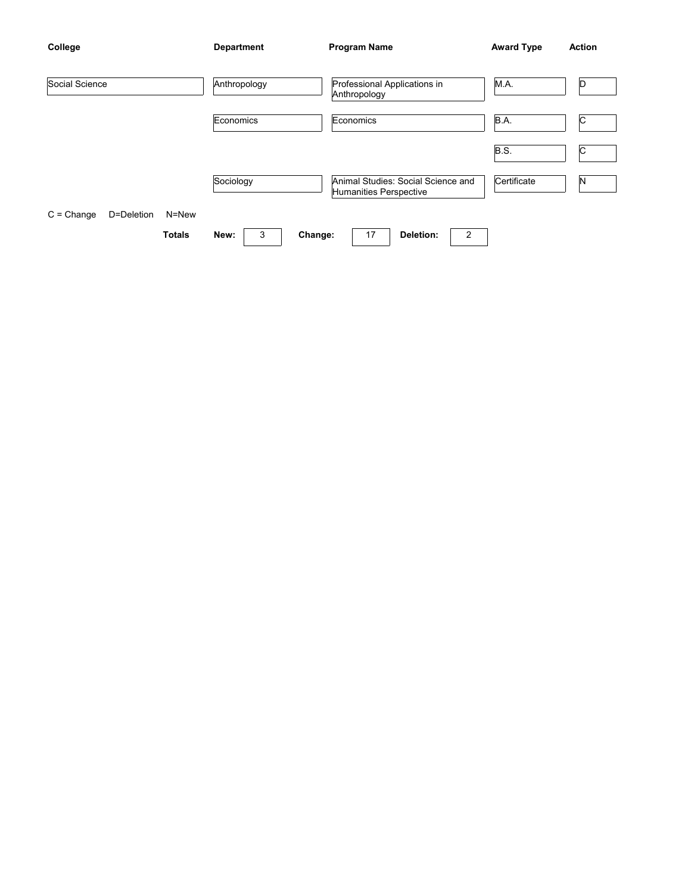| College | Department | Program Name | Award Type | Action |
|---|---|---|---|---|
| Social Science | Anthropology | Professional Applications in Anthropology | M.A. | D |
| | Economics | Economics | B.A. | C |
| | | | B.S. | C |
| | Sociology | Animal Studies: Social Science and Humanities Perspective | Certificate | N |

C = Change D=Deletion N=New

**Totals** **New:** 3 **Change:** 17 **Deletion:** 2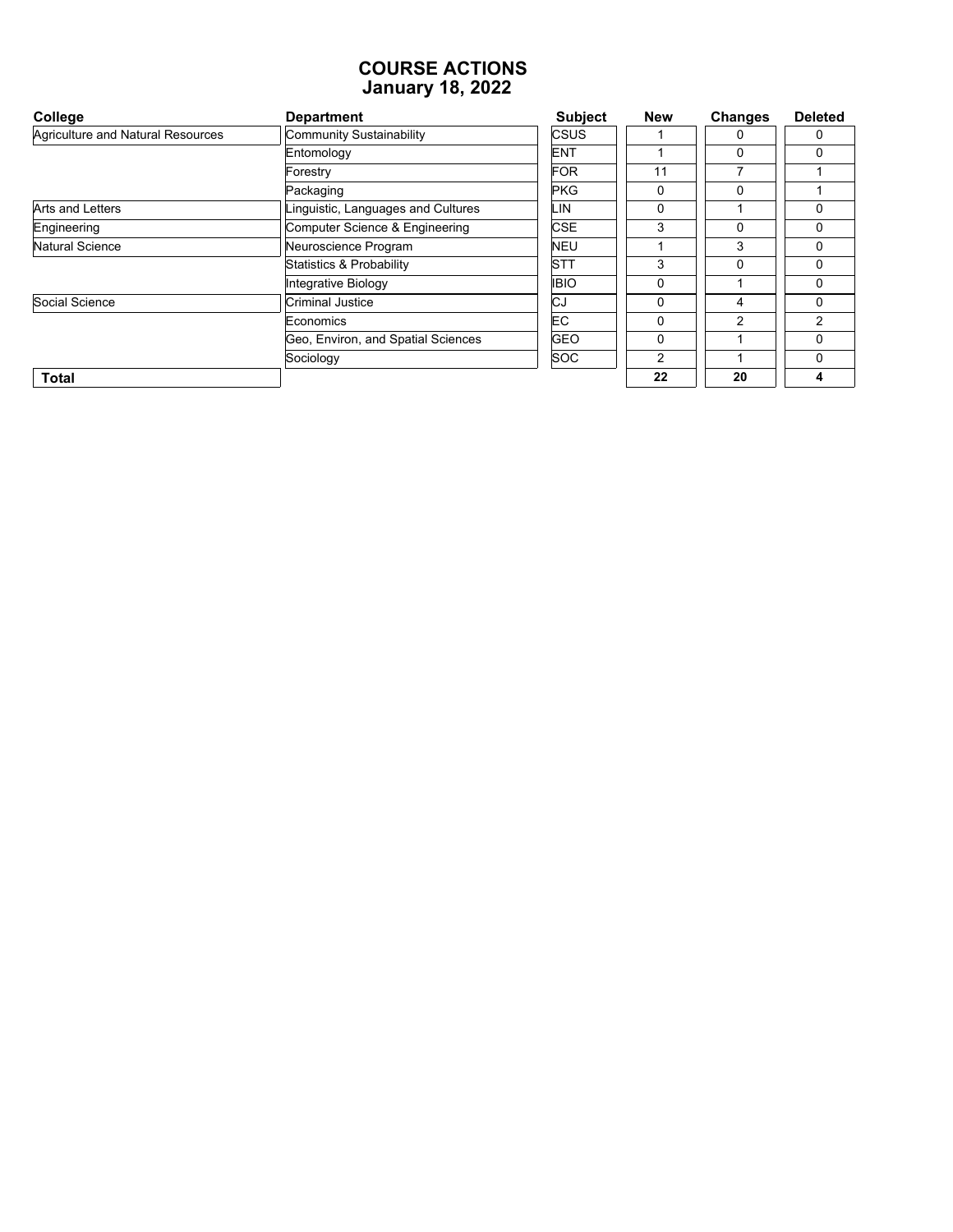# COURSE ACTIONS
## January 18, 2022

| College | Department | Subject | New | Changes | Deleted |
|---|---|---|---|---|---|
| Agriculture and Natural Resources | Community Sustainability | CSUS | 1 | 0 | 0 |
| | Entomology | ENT | 1 | 0 | 0 |
| | Forestry | FOR | 11 | 7 | 1 |
| | Packaging | PKG | 0 | 0 | 1 |
| Arts and Letters | Linguistic, Languages and Cultures | LIN | 0 | 1 | 0 |
| Engineering | Computer Science & Engineering | CSE | 3 | 0 | 0 |
| Natural Science | Neuroscience Program | NEU | 1 | 3 | 0 |
| | Statistics & Probability | STT | 3 | 0 | 0 |
| | Integrative Biology | IBIO | 0 | 1 | 0 |
| Social Science | Criminal Justice | CJ | 0 | 4 | 0 |
| | Economics | EC | 0 | 2 | 2 |
| | Geo, Environ, and Spatial Sciences | GEO | 0 | 1 | 0 |
| | Sociology | SOC | 2 | 1 | 0 |
| **Total** | | | **22** | **20** | **4** |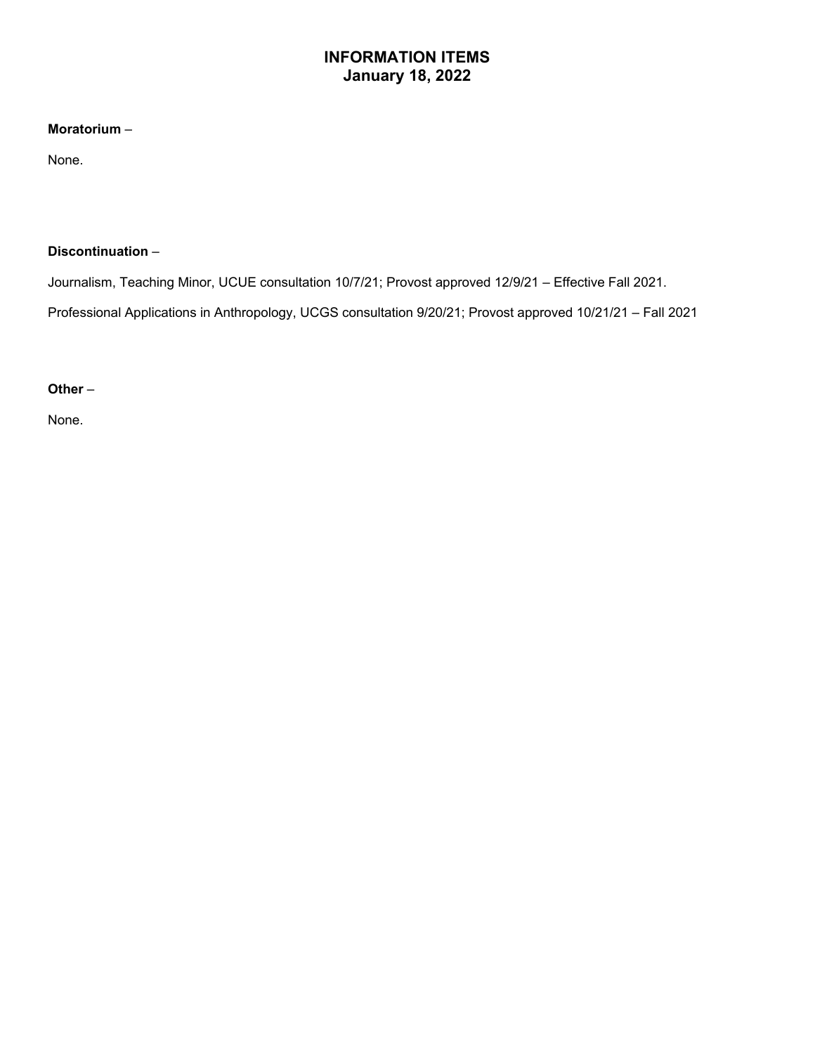# INFORMATION ITEMS
## January 18, 2022

**Moratorium** –

None.

**Discontinuation** –

Journalism, Teaching Minor, UCUE consultation 10/7/21; Provost approved 12/9/21 – Effective Fall 2021.

Professional Applications in Anthropology, UCGS consultation 9/20/21; Provost approved 10/21/21 – Fall 2021

**Other** –

None.